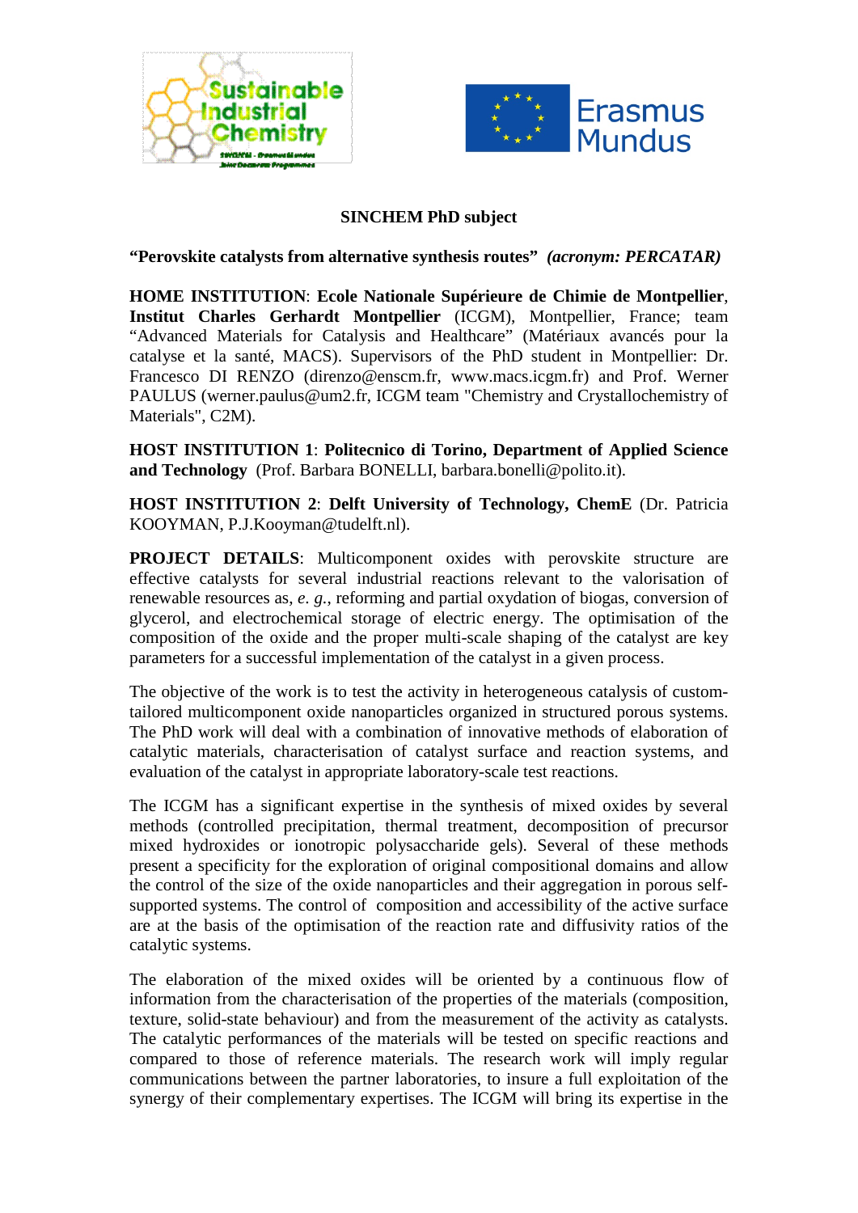## SINCHEM PhD subject

**"Perovskite catalysts from alternative synthesis routes"** ***(acronym: PERCATAR)***

**HOME INSTITUTION**: **Ecole Nationale Supérieure de Chimie de Montpellier**, **Institut Charles Gerhardt Montpellier** (ICGM), Montpellier, France; team "Advanced Materials for Catalysis and Healthcare" (Matériaux avancés pour la catalyse et la santé, MACS). Supervisors of the PhD student in Montpellier: Dr. Francesco DI RENZO (direnzo@enscm.fr, www.macs.icgm.fr) and Prof. Werner PAULUS (werner.paulus@um2.fr, ICGM team "Chemistry and Crystallochemistry of Materials", C2M).

**HOST INSTITUTION 1**: **Politecnico di Torino, Department of Applied Science and Technology** (Prof. Barbara BONELLI, barbara.bonelli@polito.it).

**HOST INSTITUTION 2**: **Delft University of Technology, ChemE** (Dr. Patricia KOOYMAN, P.J.Kooyman@tudelft.nl).

**PROJECT DETAILS**: Multicomponent oxides with perovskite structure are effective catalysts for several industrial reactions relevant to the valorisation of renewable resources as, *e. g.*, reforming and partial oxydation of biogas, conversion of glycerol, and electrochemical storage of electric energy. The optimisation of the composition of the oxide and the proper multi-scale shaping of the catalyst are key parameters for a successful implementation of the catalyst in a given process.

The objective of the work is to test the activity in heterogeneous catalysis of custom-tailored multicomponent oxide nanoparticles organized in structured porous systems. The PhD work will deal with a combination of innovative methods of elaboration of catalytic materials, characterisation of catalyst surface and reaction systems, and evaluation of the catalyst in appropriate laboratory-scale test reactions.

The ICGM has a significant expertise in the synthesis of mixed oxides by several methods (controlled precipitation, thermal treatment, decomposition of precursor mixed hydroxides or ionotropic polysaccharide gels). Several of these methods present a specificity for the exploration of original compositional domains and allow the control of the size of the oxide nanoparticles and their aggregation in porous self-supported systems. The control of composition and accessibility of the active surface are at the basis of the optimisation of the reaction rate and diffusivity ratios of the catalytic systems.

The elaboration of the mixed oxides will be oriented by a continuous flow of information from the characterisation of the properties of the materials (composition, texture, solid-state behaviour) and from the measurement of the activity as catalysts. The catalytic performances of the materials will be tested on specific reactions and compared to those of reference materials. The research work will imply regular communications between the partner laboratories, to insure a full exploitation of the synergy of their complementary expertises. The ICGM will bring its expertise in the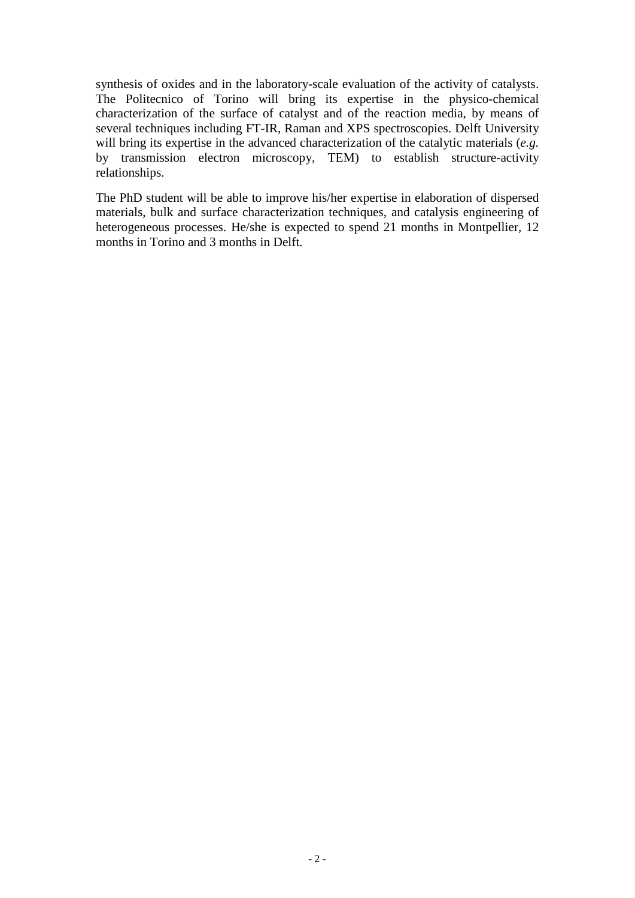synthesis of oxides and in the laboratory-scale evaluation of the activity of catalysts. The Politecnico of Torino will bring its expertise in the physico-chemical characterization of the surface of catalyst and of the reaction media, by means of several techniques including FT-IR, Raman and XPS spectroscopies. Delft University will bring its expertise in the advanced characterization of the catalytic materials (*e.g.* by transmission electron microscopy, TEM) to establish structure-activity relationships.

The PhD student will be able to improve his/her expertise in elaboration of dispersed materials, bulk and surface characterization techniques, and catalysis engineering of heterogeneous processes. He/she is expected to spend 21 months in Montpellier, 12 months in Torino and 3 months in Delft.